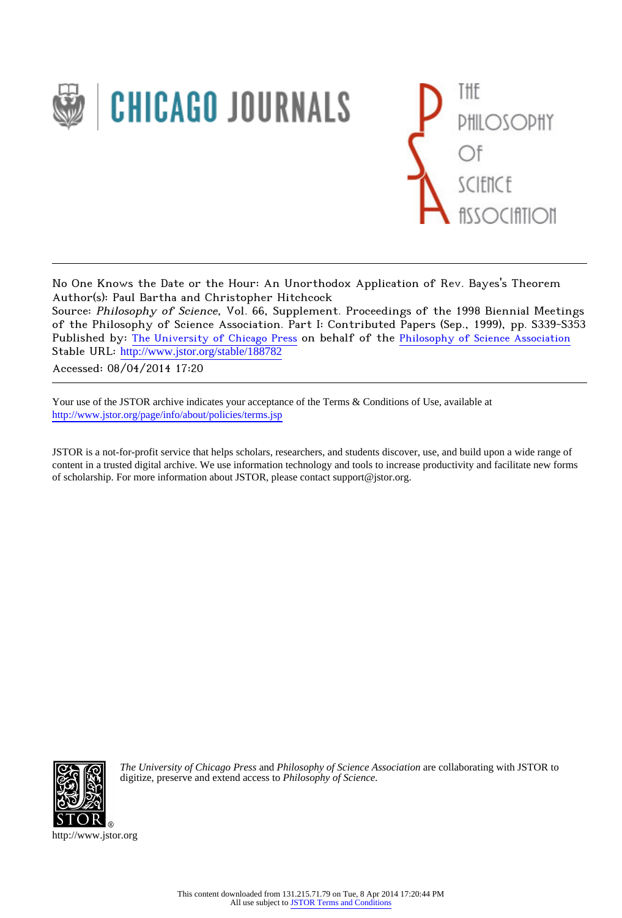No One Knows the Date or the Hour: An Unorthodox Application of Rev. Bayes's Theorem
Author(s): Paul Bartha and Christopher Hitchcock
Source: *Philosophy of Science*, Vol. 66, Supplement. Proceedings of the 1998 Biennial Meetings of the Philosophy of Science Association. Part I: Contributed Papers (Sep., 1999), pp. S339-S353
Published by: The University of Chicago Press on behalf of the Philosophy of Science Association
Stable URL: http://www.jstor.org/stable/188782
Accessed: 08/04/2014 17:20

---

Your use of the JSTOR archive indicates your acceptance of the Terms & Conditions of Use, available at http://www.jstor.org/page/info/about/policies/terms.jsp

JSTOR is a not-for-profit service that helps scholars, researchers, and students discover, use, and build upon a wide range of content in a trusted digital archive. We use information technology and tools to increase productivity and facilitate new forms of scholarship. For more information about JSTOR, please contact support@jstor.org.

*The University of Chicago Press* and *Philosophy of Science Association* are collaborating with JSTOR to digitize, preserve and extend access to *Philosophy of Science*.

http://www.jstor.org

This content downloaded from 131.215.71.79 on Tue, 8 Apr 2014 17:20:44 PM
All use subject to JSTOR Terms and Conditions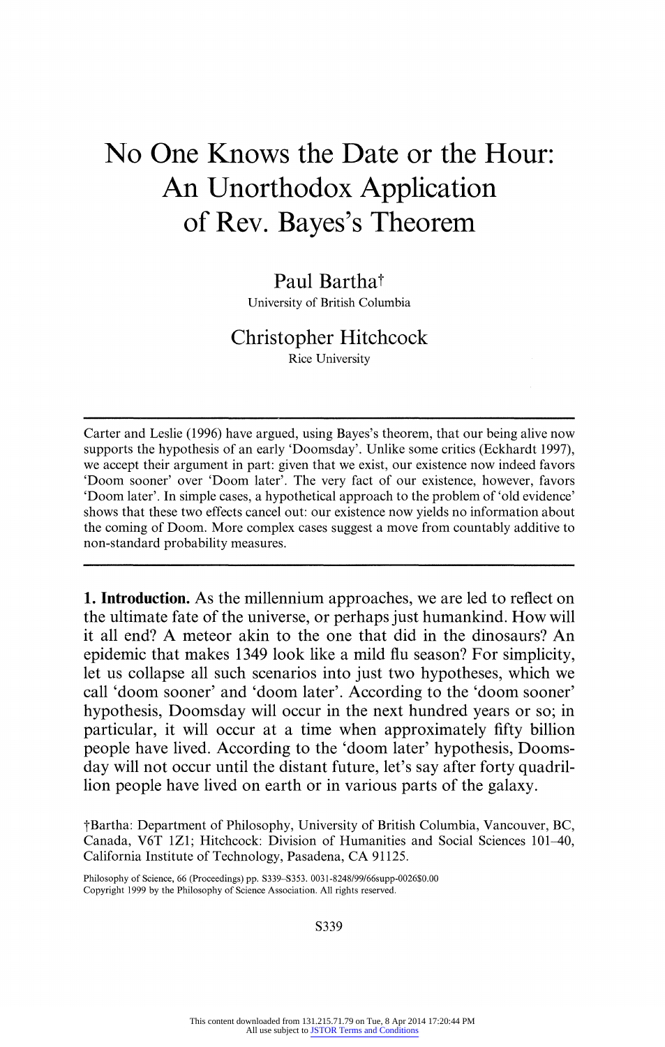# No One Knows the Date or the Hour: An Unorthodox Application of Rev. Bayes's Theorem

Paul Bartha†
University of British Columbia

Christopher Hitchcock
Rice University

Carter and Leslie (1996) have argued, using Bayes's theorem, that our being alive now supports the hypothesis of an early 'Doomsday'. Unlike some critics (Eckhardt 1997), we accept their argument in part: given that we exist, our existence now indeed favors 'Doom sooner' over 'Doom later'. The very fact of our existence, however, favors 'Doom later'. In simple cases, a hypothetical approach to the problem of 'old evidence' shows that these two effects cancel out: our existence now yields no information about the coming of Doom. More complex cases suggest a move from countably additive to non-standard probability measures.

**1. Introduction.** As the millennium approaches, we are led to reflect on the ultimate fate of the universe, or perhaps just humankind. How will it all end? A meteor akin to the one that did in the dinosaurs? An epidemic that makes 1349 look like a mild flu season? For simplicity, let us collapse all such scenarios into just two hypotheses, which we call 'doom sooner' and 'doom later'. According to the 'doom sooner' hypothesis, Doomsday will occur in the next hundred years or so; in particular, it will occur at a time when approximately fifty billion people have lived. According to the 'doom later' hypothesis, Doomsday will not occur until the distant future, let's say after forty quadrillion people have lived on earth or in various parts of the galaxy.

†Bartha: Department of Philosophy, University of British Columbia, Vancouver, BC, Canada, V6T 1Z1; Hitchcock: Division of Humanities and Social Sciences 101–40, California Institute of Technology, Pasadena, CA 91125.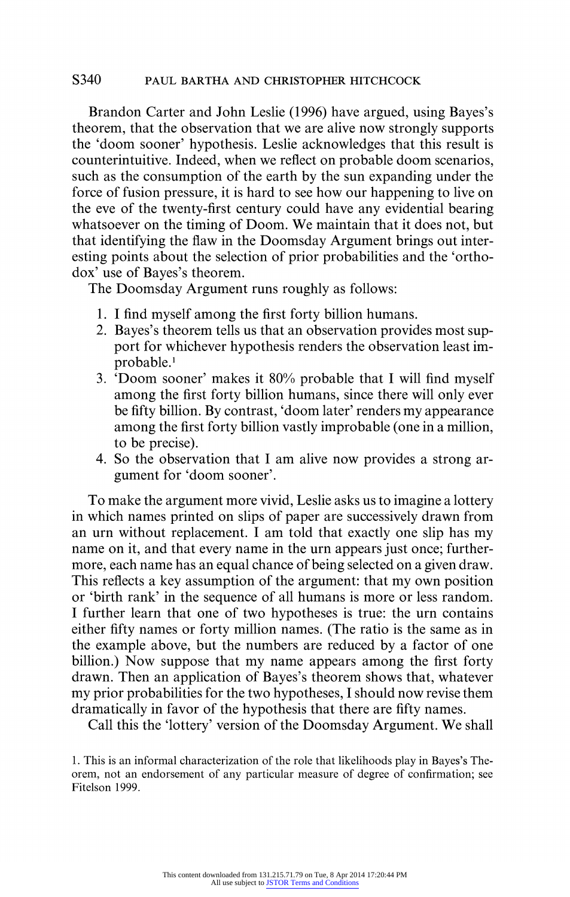Brandon Carter and John Leslie (1996) have argued, using Bayes's theorem, that the observation that we are alive now strongly supports the 'doom sooner' hypothesis. Leslie acknowledges that this result is counterintuitive. Indeed, when we reflect on probable doom scenarios, such as the consumption of the earth by the sun expanding under the force of fusion pressure, it is hard to see how our happening to live on the eve of the twenty-first century could have any evidential bearing whatsoever on the timing of Doom. We maintain that it does not, but that identifying the flaw in the Doomsday Argument brings out interesting points about the selection of prior probabilities and the 'orthodox' use of Bayes's theorem.

The Doomsday Argument runs roughly as follows:

1. I find myself among the first forty billion humans.
2. Bayes's theorem tells us that an observation provides most support for whichever hypothesis renders the observation least improbable.[1]
3. 'Doom sooner' makes it 80% probable that I will find myself among the first forty billion humans, since there will only ever be fifty billion. By contrast, 'doom later' renders my appearance among the first forty billion vastly improbable (one in a million, to be precise).
4. So the observation that I am alive now provides a strong argument for 'doom sooner'.

To make the argument more vivid, Leslie asks us to imagine a lottery in which names printed on slips of paper are successively drawn from an urn without replacement. I am told that exactly one slip has my name on it, and that every name in the urn appears just once; furthermore, each name has an equal chance of being selected on a given draw. This reflects a key assumption of the argument: that my own position or 'birth rank' in the sequence of all humans is more or less random. I further learn that one of two hypotheses is true: the urn contains either fifty names or forty million names. (The ratio is the same as in the example above, but the numbers are reduced by a factor of one billion.) Now suppose that my name appears among the first forty drawn. Then an application of Bayes's theorem shows that, whatever my prior probabilities for the two hypotheses, I should now revise them dramatically in favor of the hypothesis that there are fifty names.

Call this the 'lottery' version of the Doomsday Argument. We shall

1. This is an informal characterization of the role that likelihoods play in Bayes's Theorem, not an endorsement of any particular measure of degree of confirmation; see Fitelson 1999.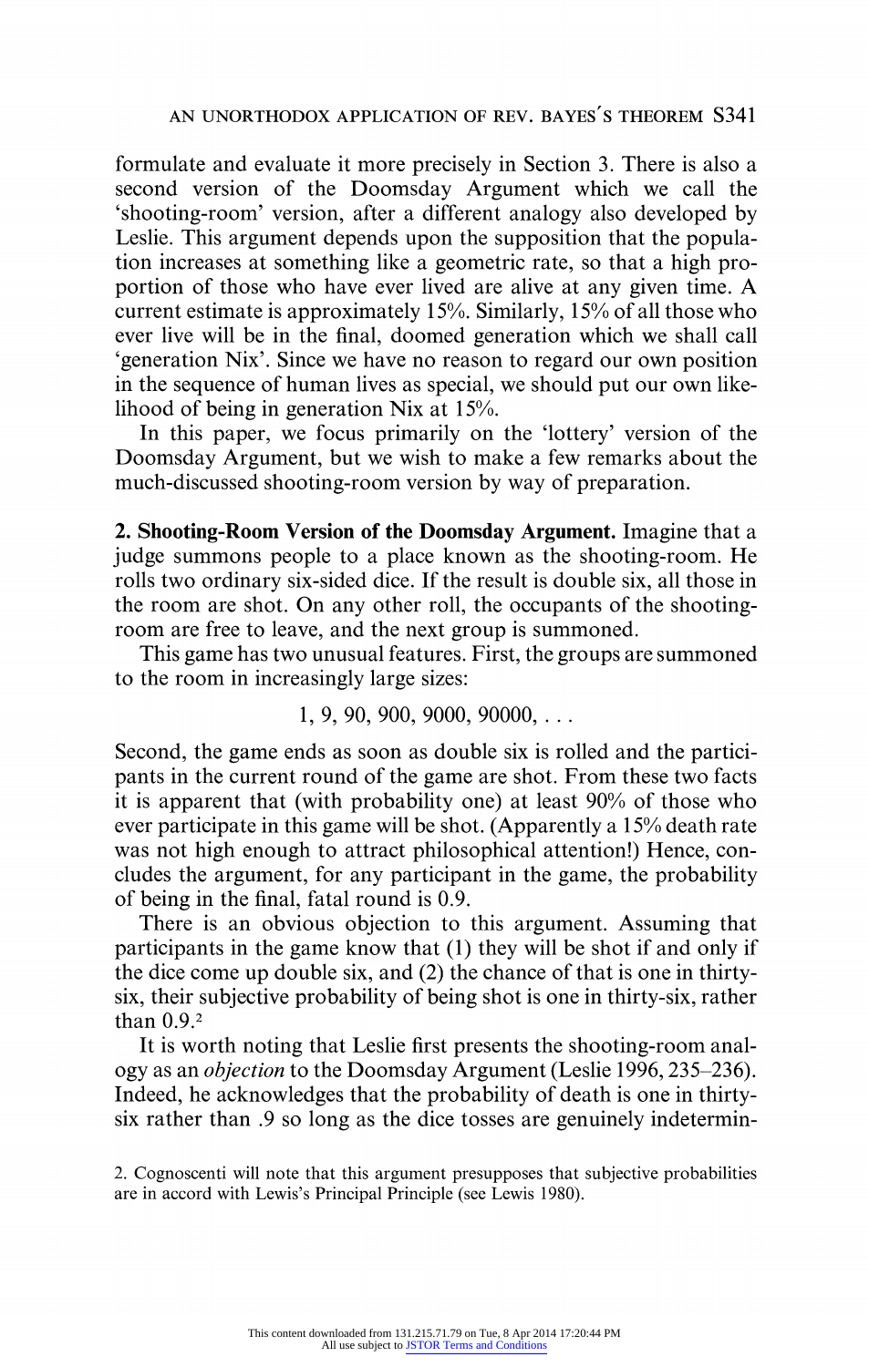formulate and evaluate it more precisely in Section 3. There is also a second version of the Doomsday Argument which we call the 'shooting-room' version, after a different analogy also developed by Leslie. This argument depends upon the supposition that the population increases at something like a geometric rate, so that a high proportion of those who have ever lived are alive at any given time. A current estimate is approximately 15%. Similarly, 15% of all those who ever live will be in the final, doomed generation which we shall call 'generation Nix'. Since we have no reason to regard our own position in the sequence of human lives as special, we should put our own likelihood of being in generation Nix at 15%.

In this paper, we focus primarily on the 'lottery' version of the Doomsday Argument, but we wish to make a few remarks about the much-discussed shooting-room version by way of preparation.

## 2. Shooting-Room Version of the Doomsday Argument.

Imagine that a judge summons people to a place known as the shooting-room. He rolls two ordinary six-sided dice. If the result is double six, all those in the room are shot. On any other roll, the occupants of the shooting-room are free to leave, and the next group is summoned.

This game has two unusual features. First, the groups are summoned to the room in increasingly large sizes:

$$1, 9, 90, 900, 9000, 90000, \ldots$$

Second, the game ends as soon as double six is rolled and the participants in the current round of the game are shot. From these two facts it is apparent that (with probability one) at least 90% of those who ever participate in this game will be shot. (Apparently a 15% death rate was not high enough to attract philosophical attention!) Hence, concludes the argument, for any participant in the game, the probability of being in the final, fatal round is 0.9.

There is an obvious objection to this argument. Assuming that participants in the game know that (1) they will be shot if and only if the dice come up double six, and (2) the chance of that is one in thirty-six, their subjective probability of being shot is one in thirty-six, rather than 0.9.[2]

It is worth noting that Leslie first presents the shooting-room analogy as an *objection* to the Doomsday Argument (Leslie 1996, 235–236). Indeed, he acknowledges that the probability of death is one in thirty-six rather than .9 so long as the dice tosses are genuinely indetermin-

2. Cognoscenti will note that this argument presupposes that subjective probabilities are in accord with Lewis's Principal Principle (see Lewis 1980).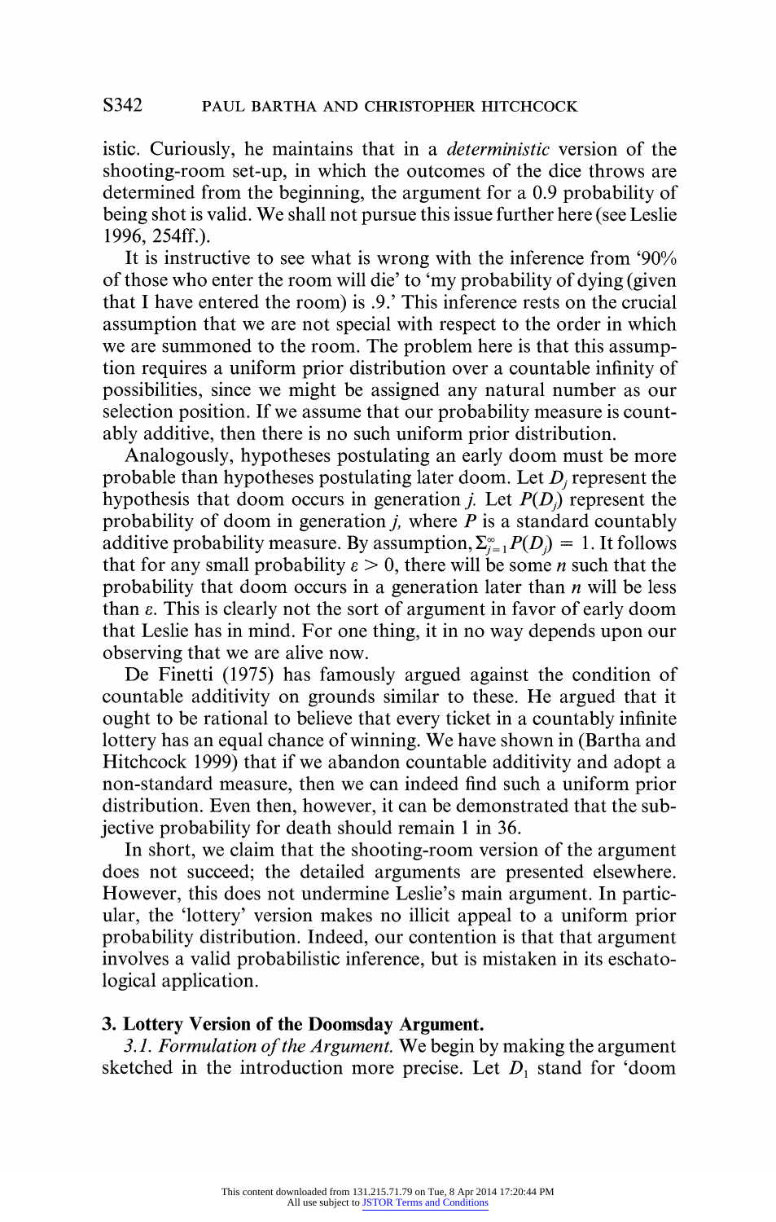istic. Curiously, he maintains that in a *deterministic* version of the shooting-room set-up, in which the outcomes of the dice throws are determined from the beginning, the argument for a 0.9 probability of being shot is valid. We shall not pursue this issue further here (see Leslie 1996, 254ff.).

It is instructive to see what is wrong with the inference from '90% of those who enter the room will die' to 'my probability of dying (given that I have entered the room) is .9.' This inference rests on the crucial assumption that we are not special with respect to the order in which we are summoned to the room. The problem here is that this assumption requires a uniform prior distribution over a countable infinity of possibilities, since we might be assigned any natural number as our selection position. If we assume that our probability measure is countably additive, then there is no such uniform prior distribution.

Analogously, hypotheses postulating an early doom must be more probable than hypotheses postulating later doom. Let $D_j$ represent the hypothesis that doom occurs in generation *j.* Let $P(D_j)$ represent the probability of doom in generation *j,* where *P* is a standard countably additive probability measure. By assumption, $\Sigma_{j=1}^{\infty} P(D_j) = 1$. It follows that for any small probability $\varepsilon > 0$, there will be some *n* such that the probability that doom occurs in a generation later than *n* will be less than $\varepsilon$. This is clearly not the sort of argument in favor of early doom that Leslie has in mind. For one thing, it in no way depends upon our observing that we are alive now.

De Finetti (1975) has famously argued against the condition of countable additivity on grounds similar to these. He argued that it ought to be rational to believe that every ticket in a countably infinite lottery has an equal chance of winning. We have shown in (Bartha and Hitchcock 1999) that if we abandon countable additivity and adopt a non-standard measure, then we can indeed find such a uniform prior distribution. Even then, however, it can be demonstrated that the subjective probability for death should remain 1 in 36.

In short, we claim that the shooting-room version of the argument does not succeed; the detailed arguments are presented elsewhere. However, this does not undermine Leslie's main argument. In particular, the 'lottery' version makes no illicit appeal to a uniform prior probability distribution. Indeed, our contention is that that argument involves a valid probabilistic inference, but is mistaken in its eschatological application.

## 3. Lottery Version of the Doomsday Argument.

*3.1. Formulation of the Argument.* We begin by making the argument sketched in the introduction more precise. Let $D_1$ stand for 'doom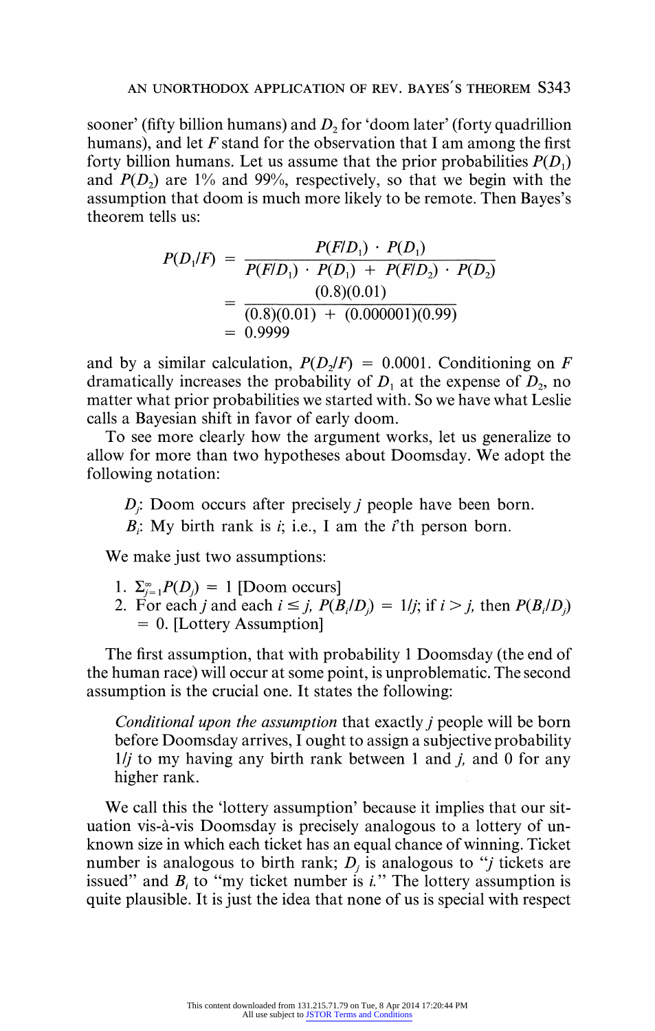sooner' (fifty billion humans) and $D_2$ for 'doom later' (forty quadrillion humans), and let $F$ stand for the observation that I am among the first forty billion humans. Let us assume that the prior probabilities $P(D_1)$ and $P(D_2)$ are 1% and 99%, respectively, so that we begin with the assumption that doom is much more likely to be remote. Then Bayes's theorem tells us:

$$
\begin{aligned}
P(D_1/F) &= \frac{P(F/D_1) \cdot P(D_1)}{P(F/D_1) \cdot P(D_1) + P(F/D_2) \cdot P(D_2)} \\
&= \frac{(0.8)(0.01)}{(0.8)(0.01) + (0.000001)(0.99)} \\
&= 0.9999
\end{aligned}
$$

and by a similar calculation, $P(D_2/F) = 0.0001$. Conditioning on $F$ dramatically increases the probability of $D_1$ at the expense of $D_2$, no matter what prior probabilities we started with. So we have what Leslie calls a Bayesian shift in favor of early doom.

To see more clearly how the argument works, let us generalize to allow for more than two hypotheses about Doomsday. We adopt the following notation:

> $D_j$: Doom occurs after precisely $j$ people have been born.
> $B_i$: My birth rank is $i$; i.e., I am the $i$'th person born.

We make just two assumptions:

1. $\Sigma_{j=1}^{\infty} P(D_j) = 1$ [Doom occurs]
2. For each $j$ and each $i \leq j$, $P(B_i/D_j) = 1/j$; if $i > j$, then $P(B_i/D_j) = 0$. [Lottery Assumption]

The first assumption, that with probability 1 Doomsday (the end of the human race) will occur at some point, is unproblematic. The second assumption is the crucial one. It states the following:

> *Conditional upon the assumption* that exactly $j$ people will be born before Doomsday arrives, I ought to assign a subjective probability $1/j$ to my having any birth rank between 1 and $j$, and 0 for any higher rank.

We call this the 'lottery assumption' because it implies that our situation vis-à-vis Doomsday is precisely analogous to a lottery of unknown size in which each ticket has an equal chance of winning. Ticket number is analogous to birth rank; $D_j$ is analogous to "$j$ tickets are issued" and $B_i$ to "my ticket number is $i$." The lottery assumption is quite plausible. It is just the idea that none of us is special with respect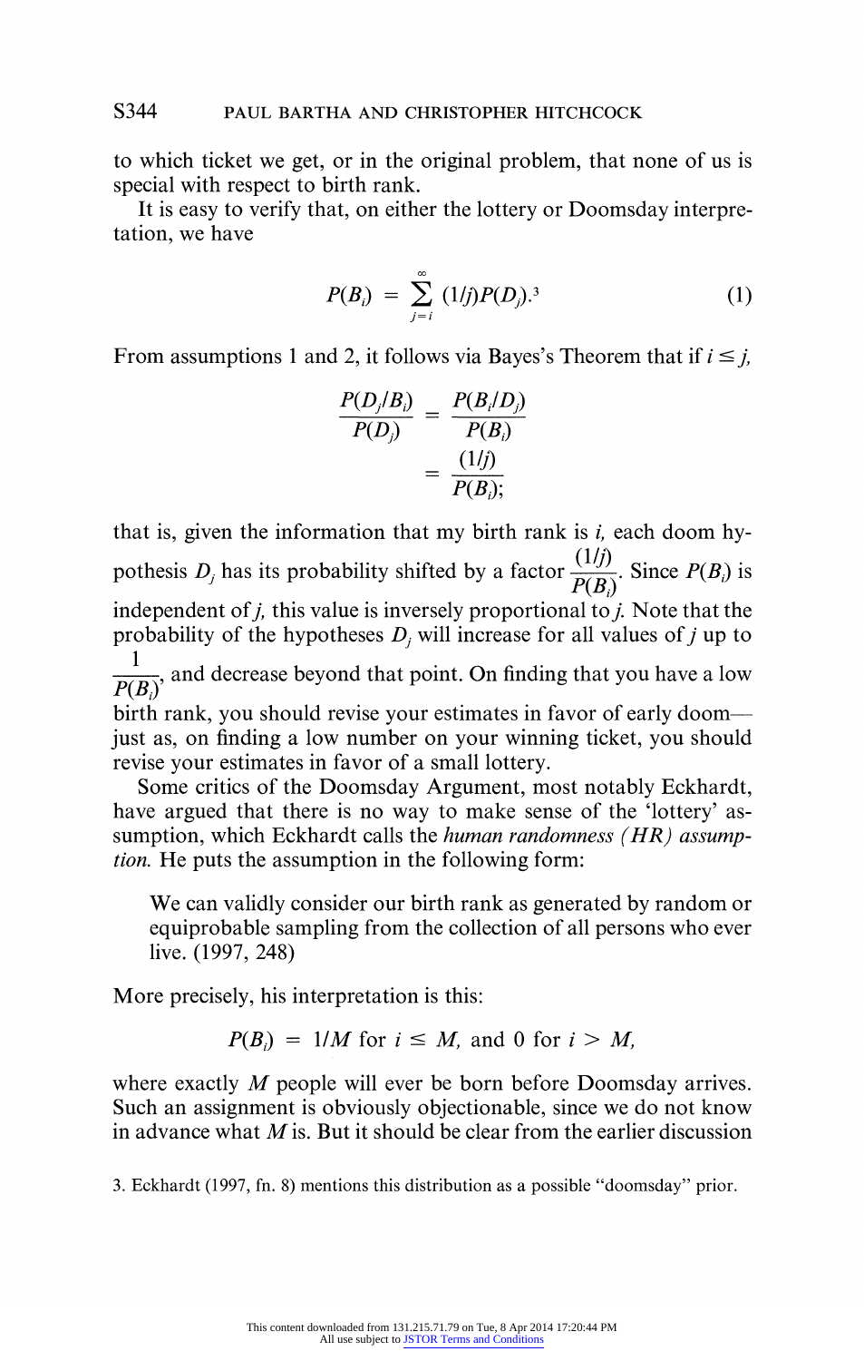to which ticket we get, or in the original problem, that none of us is special with respect to birth rank.

It is easy to verify that, on either the lottery or Doomsday interpretation, we have

$$P(B_i) = \sum_{j=i}^{\infty} (1/j)P(D_j).^{3} \tag{1}$$

From assumptions 1 and 2, it follows via Bayes's Theorem that if $i \leq j$,

$$\frac{P(D_j/B_i)}{P(D_j)} = \frac{P(B_i/D_j)}{P(B_i)} = \frac{(1/j)}{P(B_i)};$$

that is, given the information that my birth rank is $i$, each doom hypothesis $D_j$ has its probability shifted by a factor $\frac{(1/j)}{P(B_i)}$. Since $P(B_i)$ is independent of $j$, this value is inversely proportional to $j$. Note that the probability of the hypotheses $D_j$ will increase for all values of $j$ up to $\frac{1}{P(B_i)}$, and decrease beyond that point. On finding that you have a low birth rank, you should revise your estimates in favor of early doom—just as, on finding a low number on your winning ticket, you should revise your estimates in favor of a small lottery.

Some critics of the Doomsday Argument, most notably Eckhardt, have argued that there is no way to make sense of the 'lottery' assumption, which Eckhardt calls the *human randomness (HR) assumption.* He puts the assumption in the following form:

> We can validly consider our birth rank as generated by random or equiprobable sampling from the collection of all persons who ever live. (1997, 248)

More precisely, his interpretation is this:

$$P(B_i) = 1/M \text{ for } i \leq M, \text{ and } 0 \text{ for } i > M,$$

where exactly $M$ people will ever be born before Doomsday arrives. Such an assignment is obviously objectionable, since we do not know in advance what $M$ is. But it should be clear from the earlier discussion

3. Eckhardt (1997, fn. 8) mentions this distribution as a possible "doomsday" prior.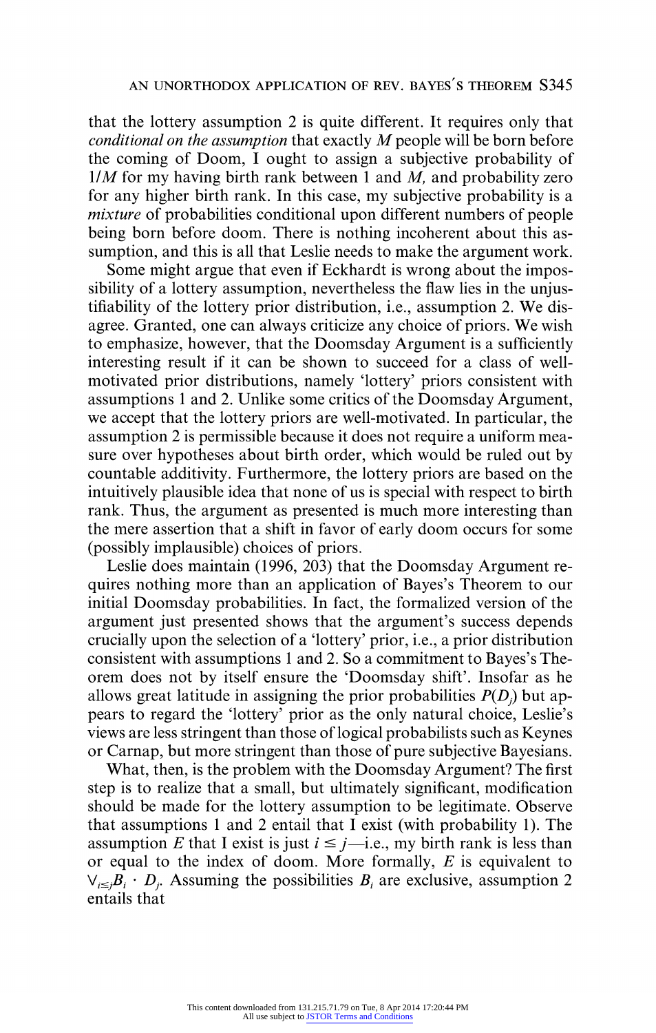that the lottery assumption 2 is quite different. It requires only that *conditional on the assumption* that exactly $M$ people will be born before the coming of Doom, I ought to assign a subjective probability of $1/M$ for my having birth rank between 1 and $M$, and probability zero for any higher birth rank. In this case, my subjective probability is a *mixture* of probabilities conditional upon different numbers of people being born before doom. There is nothing incoherent about this assumption, and this is all that Leslie needs to make the argument work.

Some might argue that even if Eckhardt is wrong about the impossibility of a lottery assumption, nevertheless the flaw lies in the unjustifiability of the lottery prior distribution, i.e., assumption 2. We disagree. Granted, one can always criticize any choice of priors. We wish to emphasize, however, that the Doomsday Argument is a sufficiently interesting result if it can be shown to succeed for a class of well-motivated prior distributions, namely 'lottery' priors consistent with assumptions 1 and 2. Unlike some critics of the Doomsday Argument, we accept that the lottery priors are well-motivated. In particular, the assumption 2 is permissible because it does not require a uniform measure over hypotheses about birth order, which would be ruled out by countable additivity. Furthermore, the lottery priors are based on the intuitively plausible idea that none of us is special with respect to birth rank. Thus, the argument as presented is much more interesting than the mere assertion that a shift in favor of early doom occurs for some (possibly implausible) choices of priors.

Leslie does maintain (1996, 203) that the Doomsday Argument requires nothing more than an application of Bayes's Theorem to our initial Doomsday probabilities. In fact, the formalized version of the argument just presented shows that the argument's success depends crucially upon the selection of a 'lottery' prior, i.e., a prior distribution consistent with assumptions 1 and 2. So a commitment to Bayes's Theorem does not by itself ensure the 'Doomsday shift'. Insofar as he allows great latitude in assigning the prior probabilities $P(D_j)$ but appears to regard the 'lottery' prior as the only natural choice, Leslie's views are less stringent than those of logical probabilists such as Keynes or Carnap, but more stringent than those of pure subjective Bayesians.

What, then, is the problem with the Doomsday Argument? The first step is to realize that a small, but ultimately significant, modification should be made for the lottery assumption to be legitimate. Observe that assumptions 1 and 2 entail that I exist (with probability 1). The assumption $E$ that I exist is just $i \leq j$—i.e., my birth rank is less than or equal to the index of doom. More formally, $E$ is equivalent to $\vee_{i \leq j} B_i \cdot D_j$. Assuming the possibilities $B_i$ are exclusive, assumption 2 entails that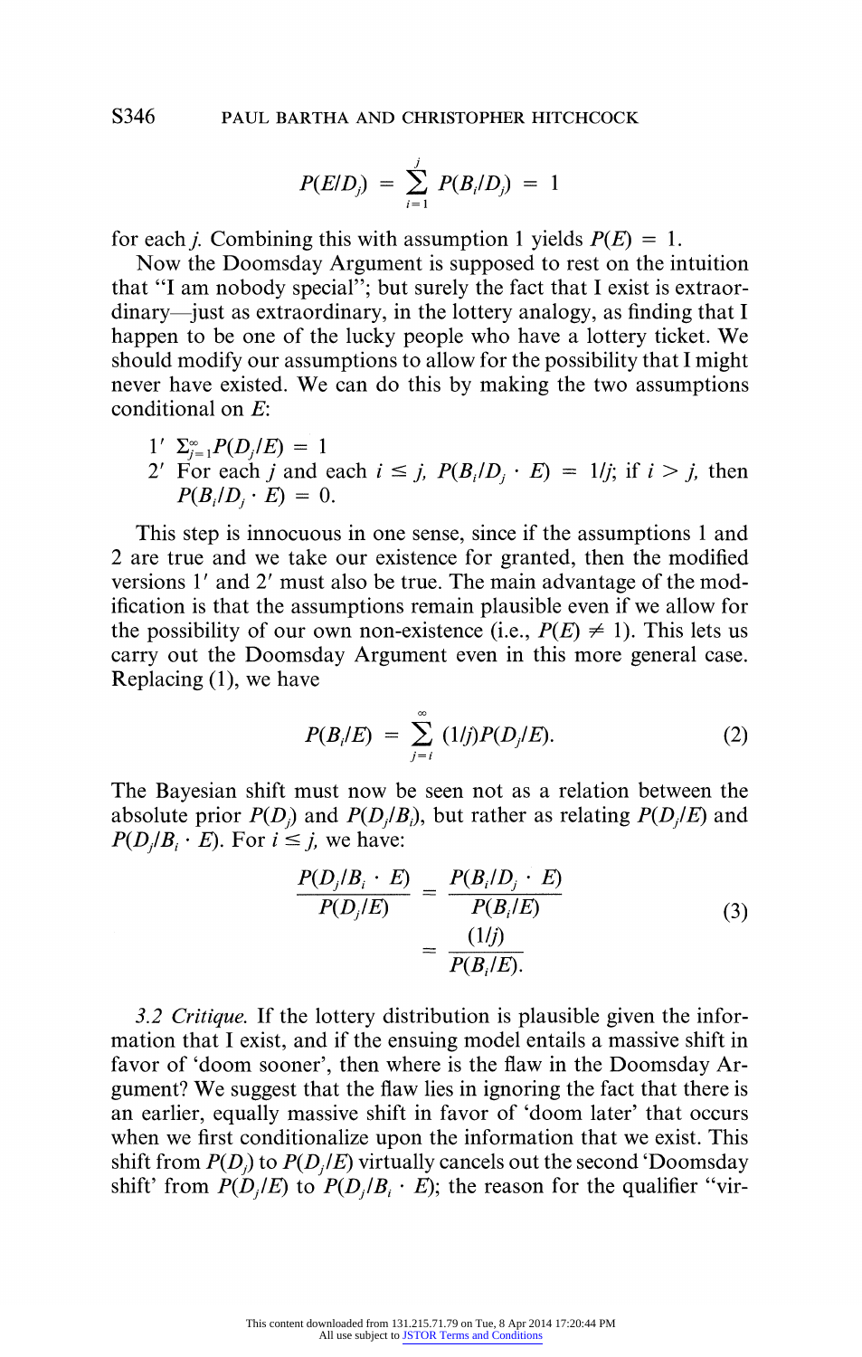$$P(E/D_j) = \sum_{i=1}^{j} P(B_i/D_j) = 1$$

for each $j$. Combining this with assumption 1 yields $P(E) = 1$.

Now the Doomsday Argument is supposed to rest on the intuition that "I am nobody special"; but surely the fact that I exist is extraordinary—just as extraordinary, in the lottery analogy, as finding that I happen to be one of the lucky people who have a lottery ticket. We should modify our assumptions to allow for the possibility that I might never have existed. We can do this by making the two assumptions conditional on $E$:

1′ $\Sigma_{j=1}^{\infty} P(D_j/E) = 1$

2′ For each $j$ and each $i \leq j$, $P(B_i/D_j \cdot E) = 1/j$; if $i > j$, then $P(B_i/D_j \cdot E) = 0$.

This step is innocuous in one sense, since if the assumptions 1 and 2 are true and we take our existence for granted, then the modified versions 1′ and 2′ must also be true. The main advantage of the modification is that the assumptions remain plausible even if we allow for the possibility of our own non-existence (i.e., $P(E) \neq 1$). This lets us carry out the Doomsday Argument even in this more general case. Replacing (1), we have

$$P(B_i/E) = \sum_{j=i}^{\infty} (1/j)P(D_j/E). \tag{2}$$

The Bayesian shift must now be seen not as a relation between the absolute prior $P(D_j)$ and $P(D_j/B_i)$, but rather as relating $P(D_j/E)$ and $P(D_j/B_i \cdot E)$. For $i \leq j$, we have:

$$\frac{P(D_j/B_i \cdot E)}{P(D_j/E)} = \frac{P(B_i/D_j \cdot E)}{P(B_i/E)} = \frac{(1/j)}{P(B_i/E)}. \tag{3}$$

*3.2 Critique.* If the lottery distribution is plausible given the information that I exist, and if the ensuing model entails a massive shift in favor of 'doom sooner', then where is the flaw in the Doomsday Argument? We suggest that the flaw lies in ignoring the fact that there is an earlier, equally massive shift in favor of 'doom later' that occurs when we first conditionalize upon the information that we exist. This shift from $P(D_j)$ to $P(D_j/E)$ virtually cancels out the second 'Doomsday shift' from $P(D_j/E)$ to $P(D_j/B_i \cdot E)$; the reason for the qualifier "vir-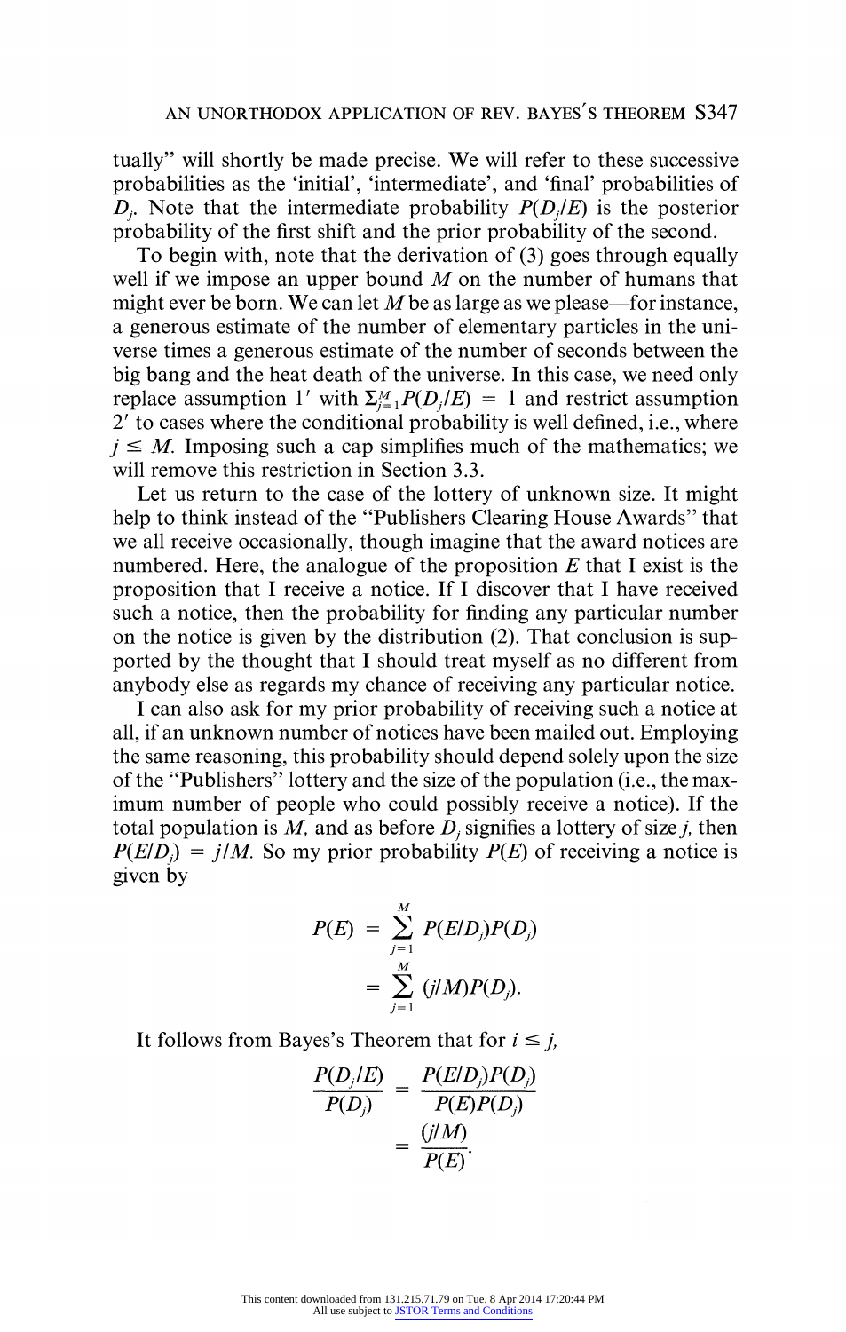tually" will shortly be made precise. We will refer to these successive probabilities as the 'initial', 'intermediate', and 'final' probabilities of $D_j$. Note that the intermediate probability $P(D_j/E)$ is the posterior probability of the first shift and the prior probability of the second.

To begin with, note that the derivation of (3) goes through equally well if we impose an upper bound $M$ on the number of humans that might ever be born. We can let $M$ be as large as we please—for instance, a generous estimate of the number of elementary particles in the universe times a generous estimate of the number of seconds between the big bang and the heat death of the universe. In this case, we need only replace assumption 1′ with $\Sigma_{j=1}^{M} P(D_j/E) = 1$ and restrict assumption 2′ to cases where the conditional probability is well defined, i.e., where $j \leq M$. Imposing such a cap simplifies much of the mathematics; we will remove this restriction in Section 3.3.

Let us return to the case of the lottery of unknown size. It might help to think instead of the "Publishers Clearing House Awards" that we all receive occasionally, though imagine that the award notices are numbered. Here, the analogue of the proposition $E$ that I exist is the proposition that I receive a notice. If I discover that I have received such a notice, then the probability for finding any particular number on the notice is given by the distribution (2). That conclusion is supported by the thought that I should treat myself as no different from anybody else as regards my chance of receiving any particular notice.

I can also ask for my prior probability of receiving such a notice at all, if an unknown number of notices have been mailed out. Employing the same reasoning, this probability should depend solely upon the size of the "Publishers" lottery and the size of the population (i.e., the maximum number of people who could possibly receive a notice). If the total population is $M$, and as before $D_j$ signifies a lottery of size $j$, then $P(E/D_j) = j/M$. So my prior probability $P(E)$ of receiving a notice is given by

$$P(E) = \sum_{j=1}^{M} P(E/D_j)P(D_j)$$
$$= \sum_{j=1}^{M} (j/M)P(D_j).$$

It follows from Bayes's Theorem that for $i \leq j$,

$$\frac{P(D_j/E)}{P(D_j)} = \frac{P(E/D_j)P(D_j)}{P(E)P(D_j)}$$
$$= \frac{(j/M)}{P(E)}.$$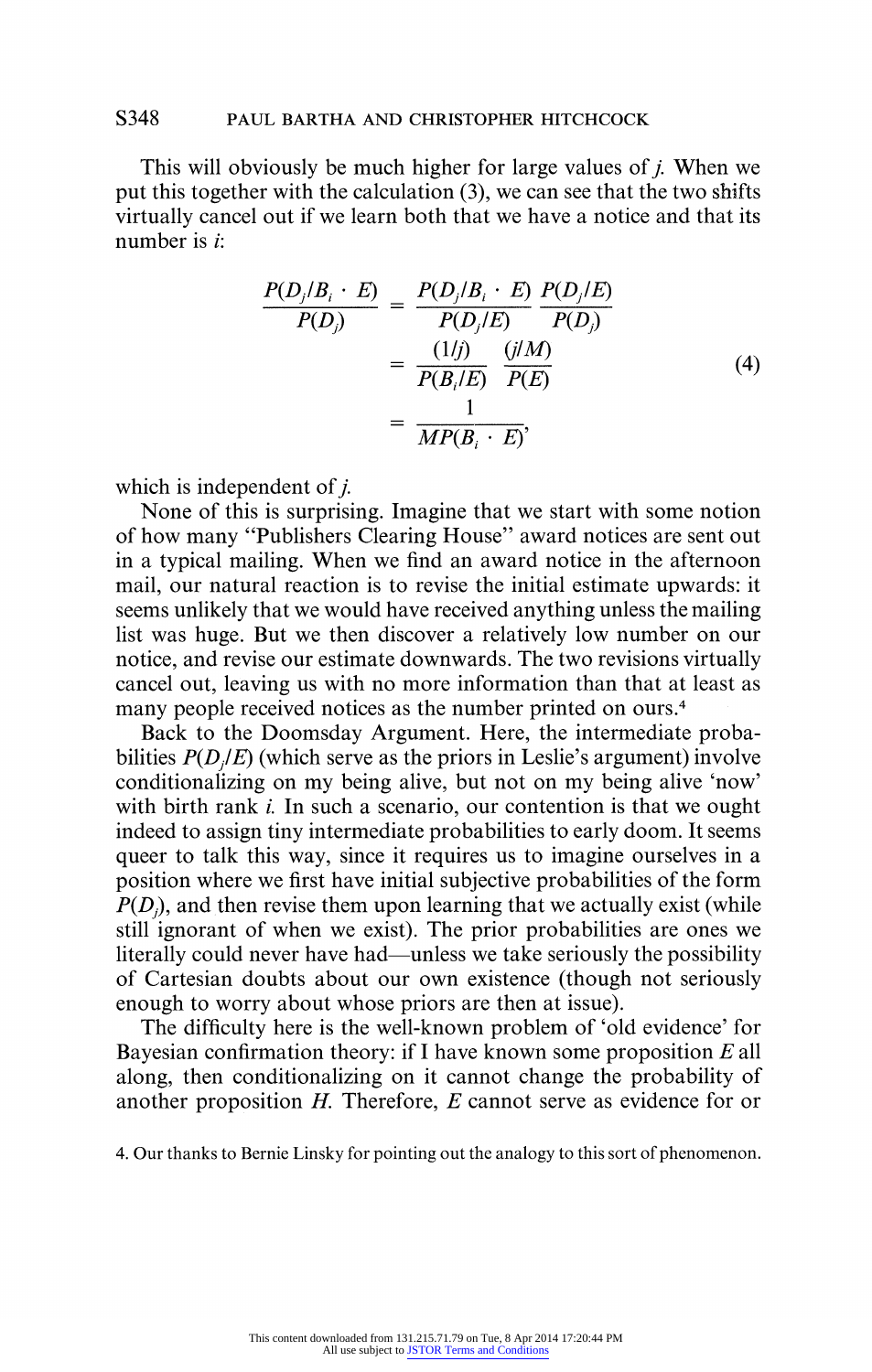This will obviously be much higher for large values of $j$. When we put this together with the calculation (3), we can see that the two shifts virtually cancel out if we learn both that we have a notice and that its number is $i$:

$$
\begin{aligned}
\frac{P(D_j/B_i \cdot E)}{P(D_j)} &= \frac{P(D_j/B_i \cdot E)}{P(D_j/E)} \frac{P(D_j/E)}{P(D_j)} \\
&= \frac{(1/j)}{P(B_i/E)} \frac{(j/M)}{P(E)} \\
&= \frac{1}{MP(B_i \cdot E)},
\end{aligned}
\tag{4}
$$

which is independent of $j$.

None of this is surprising. Imagine that we start with some notion of how many "Publishers Clearing House" award notices are sent out in a typical mailing. When we find an award notice in the afternoon mail, our natural reaction is to revise the initial estimate upwards: it seems unlikely that we would have received anything unless the mailing list was huge. But we then discover a relatively low number on our notice, and revise our estimate downwards. The two revisions virtually cancel out, leaving us with no more information than that at least as many people received notices as the number printed on ours.[4]

Back to the Doomsday Argument. Here, the intermediate probabilities $P(D_j/E)$ (which serve as the priors in Leslie's argument) involve conditionalizing on my being alive, but not on my being alive 'now' with birth rank $i$. In such a scenario, our contention is that we ought indeed to assign tiny intermediate probabilities to early doom. It seems queer to talk this way, since it requires us to imagine ourselves in a position where we first have initial subjective probabilities of the form $P(D_j)$, and then revise them upon learning that we actually exist (while still ignorant of when we exist). The prior probabilities are ones we literally could never have had—unless we take seriously the possibility of Cartesian doubts about our own existence (though not seriously enough to worry about whose priors are then at issue).

The difficulty here is the well-known problem of 'old evidence' for Bayesian confirmation theory: if I have known some proposition $E$ all along, then conditionalizing on it cannot change the probability of another proposition $H$. Therefore, $E$ cannot serve as evidence for or

4. Our thanks to Bernie Linsky for pointing out the analogy to this sort of phenomenon.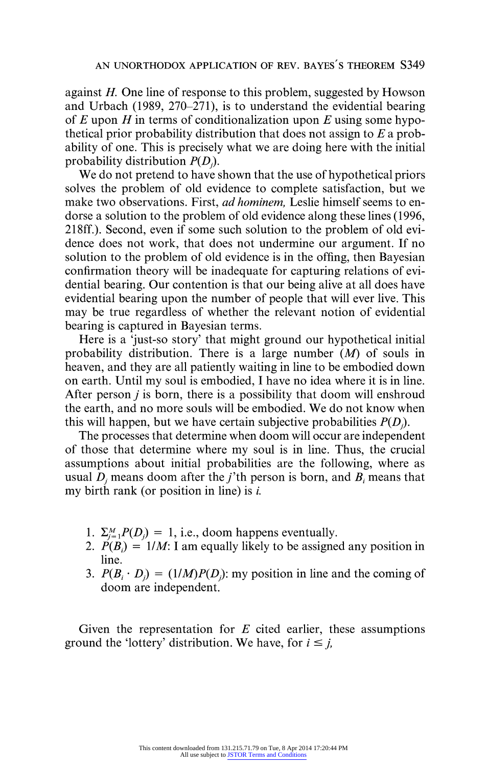against $H$. One line of response to this problem, suggested by Howson and Urbach (1989, 270–271), is to understand the evidential bearing of $E$ upon $H$ in terms of conditionalization upon $E$ using some hypothetical prior probability distribution that does not assign to $E$ a probability of one. This is precisely what we are doing here with the initial probability distribution $P(D_j)$.

We do not pretend to have shown that the use of hypothetical priors solves the problem of old evidence to complete satisfaction, but we make two observations. First, *ad hominem,* Leslie himself seems to endorse a solution to the problem of old evidence along these lines (1996, 218ff.). Second, even if some such solution to the problem of old evidence does not work, that does not undermine our argument. If no solution to the problem of old evidence is in the offing, then Bayesian confirmation theory will be inadequate for capturing relations of evidential bearing. Our contention is that our being alive at all does have evidential bearing upon the number of people that will ever live. This may be true regardless of whether the relevant notion of evidential bearing is captured in Bayesian terms.

Here is a 'just-so story' that might ground our hypothetical initial probability distribution. There is a large number ($M$) of souls in heaven, and they are all patiently waiting in line to be embodied down on earth. Until my soul is embodied, I have no idea where it is in line. After person $j$ is born, there is a possibility that doom will enshroud the earth, and no more souls will be embodied. We do not know when this will happen, but we have certain subjective probabilities $P(D_j)$.

The processes that determine when doom will occur are independent of those that determine where my soul is in line. Thus, the crucial assumptions about initial probabilities are the following, where as usual $D_j$ means doom after the $j$'th person is born, and $B_i$ means that my birth rank (or position in line) is $i$.

1. $\Sigma_{j=1}^{M} P(D_j) = 1$, i.e., doom happens eventually.
2. $P(B_i) = 1/M$: I am equally likely to be assigned any position in line.
3. $P(B_i \cdot D_j) = (1/M)P(D_j)$: my position in line and the coming of doom are independent.

Given the representation for $E$ cited earlier, these assumptions ground the 'lottery' distribution. We have, for $i \leq j$,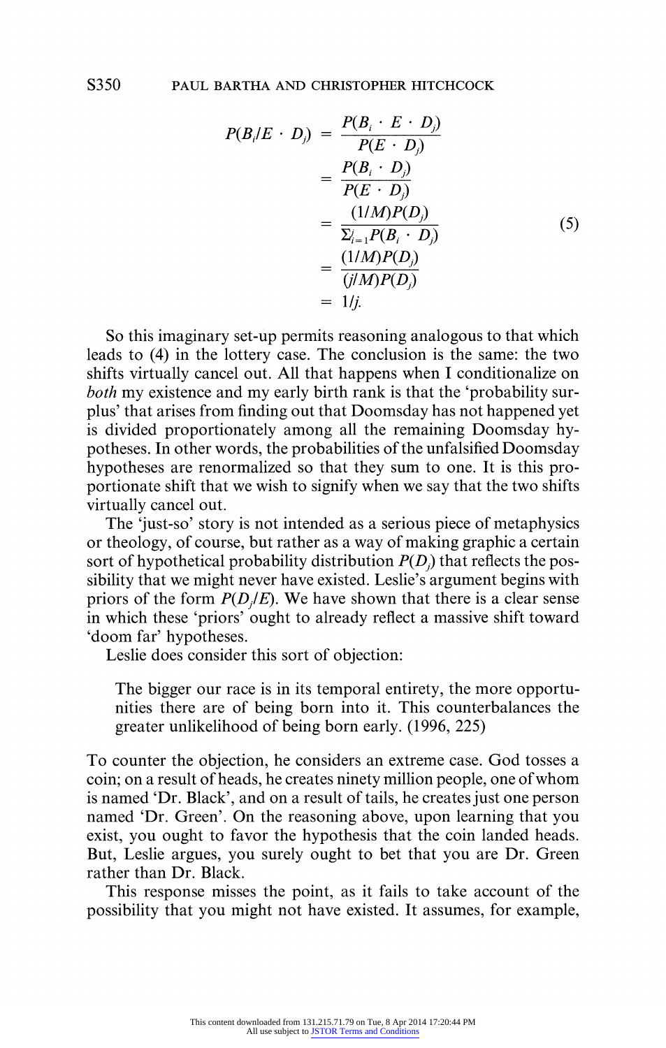$$
\begin{aligned}
P(B_i/E \cdot D_j) &= \frac{P(B_i \cdot E \cdot D_j)}{P(E \cdot D_j)} \\
&= \frac{P(B_i \cdot D_j)}{P(E \cdot D_j)} \\
&= \frac{(1/M)P(D_j)}{\Sigma_{i=1}^{j} P(B_i \cdot D_j)} \\
&= \frac{(1/M)P(D_j)}{(j/M)P(D_j)} \\
&= 1/j.
\end{aligned}
\tag{5}
$$

So this imaginary set-up permits reasoning analogous to that which leads to (4) in the lottery case. The conclusion is the same: the two shifts virtually cancel out. All that happens when I conditionalize on *both* my existence and my early birth rank is that the 'probability surplus' that arises from finding out that Doomsday has not happened yet is divided proportionately among all the remaining Doomsday hypotheses. In other words, the probabilities of the unfalsified Doomsday hypotheses are renormalized so that they sum to one. It is this proportionate shift that we wish to signify when we say that the two shifts virtually cancel out.

The 'just-so' story is not intended as a serious piece of metaphysics or theology, of course, but rather as a way of making graphic a certain sort of hypothetical probability distribution $P(D_j)$ that reflects the possibility that we might never have existed. Leslie's argument begins with priors of the form $P(D_j/E)$. We have shown that there is a clear sense in which these 'priors' ought to already reflect a massive shift toward 'doom far' hypotheses.

Leslie does consider this sort of objection:

> The bigger our race is in its temporal entirety, the more opportunities there are of being born into it. This counterbalances the greater unlikelihood of being born early. (1996, 225)

To counter the objection, he considers an extreme case. God tosses a coin; on a result of heads, he creates ninety million people, one of whom is named 'Dr. Black', and on a result of tails, he creates just one person named 'Dr. Green'. On the reasoning above, upon learning that you exist, you ought to favor the hypothesis that the coin landed heads. But, Leslie argues, you surely ought to bet that you are Dr. Green rather than Dr. Black.

This response misses the point, as it fails to take account of the possibility that you might not have existed. It assumes, for example,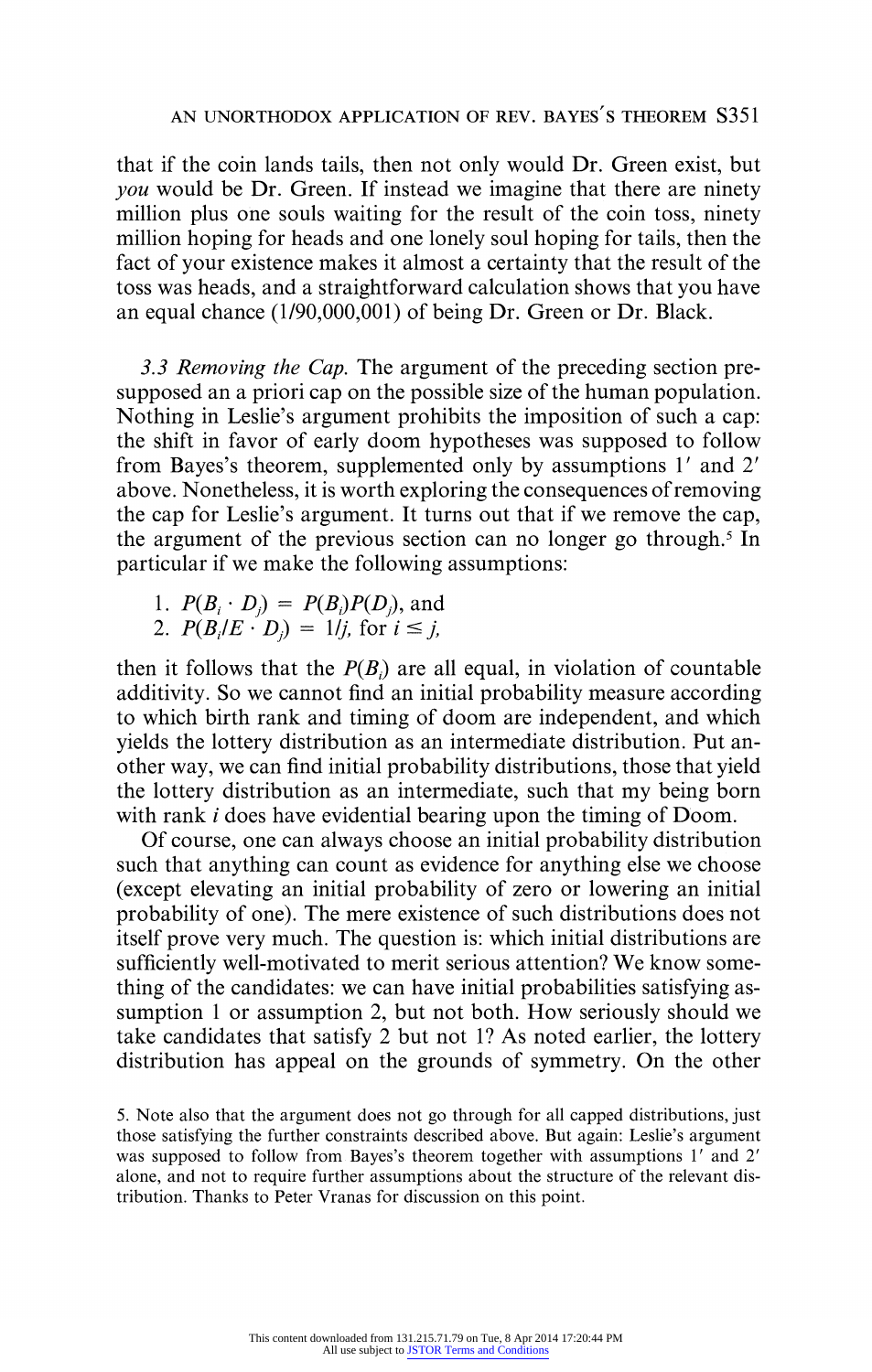that if the coin lands tails, then not only would Dr. Green exist, but *you* would be Dr. Green. If instead we imagine that there are ninety million plus one souls waiting for the result of the coin toss, ninety million hoping for heads and one lonely soul hoping for tails, then the fact of your existence makes it almost a certainty that the result of the toss was heads, and a straightforward calculation shows that you have an equal chance (1/90,000,001) of being Dr. Green or Dr. Black.

*3.3 Removing the Cap.* The argument of the preceding section presupposed an a priori cap on the possible size of the human population. Nothing in Leslie's argument prohibits the imposition of such a cap: the shift in favor of early doom hypotheses was supposed to follow from Bayes's theorem, supplemented only by assumptions 1′ and 2′ above. Nonetheless, it is worth exploring the consequences of removing the cap for Leslie's argument. It turns out that if we remove the cap, the argument of the previous section can no longer go through.[5] In particular if we make the following assumptions:

1. $P(B_i \cdot D_j) = P(B_i)P(D_j)$, and
2. $P(B_i/E \cdot D_j) = 1/j$, for $i \leq j$,

then it follows that the $P(B_i)$ are all equal, in violation of countable additivity. So we cannot find an initial probability measure according to which birth rank and timing of doom are independent, and which yields the lottery distribution as an intermediate distribution. Put another way, we can find initial probability distributions, those that yield the lottery distribution as an intermediate, such that my being born with rank $i$ does have evidential bearing upon the timing of Doom.

Of course, one can always choose an initial probability distribution such that anything can count as evidence for anything else we choose (except elevating an initial probability of zero or lowering an initial probability of one). The mere existence of such distributions does not itself prove very much. The question is: which initial distributions are sufficiently well-motivated to merit serious attention? We know something of the candidates: we can have initial probabilities satisfying assumption 1 or assumption 2, but not both. How seriously should we take candidates that satisfy 2 but not 1? As noted earlier, the lottery distribution has appeal on the grounds of symmetry. On the other

5. Note also that the argument does not go through for all capped distributions, just those satisfying the further constraints described above. But again: Leslie's argument was supposed to follow from Bayes's theorem together with assumptions 1′ and 2′ alone, and not to require further assumptions about the structure of the relevant distribution. Thanks to Peter Vranas for discussion on this point.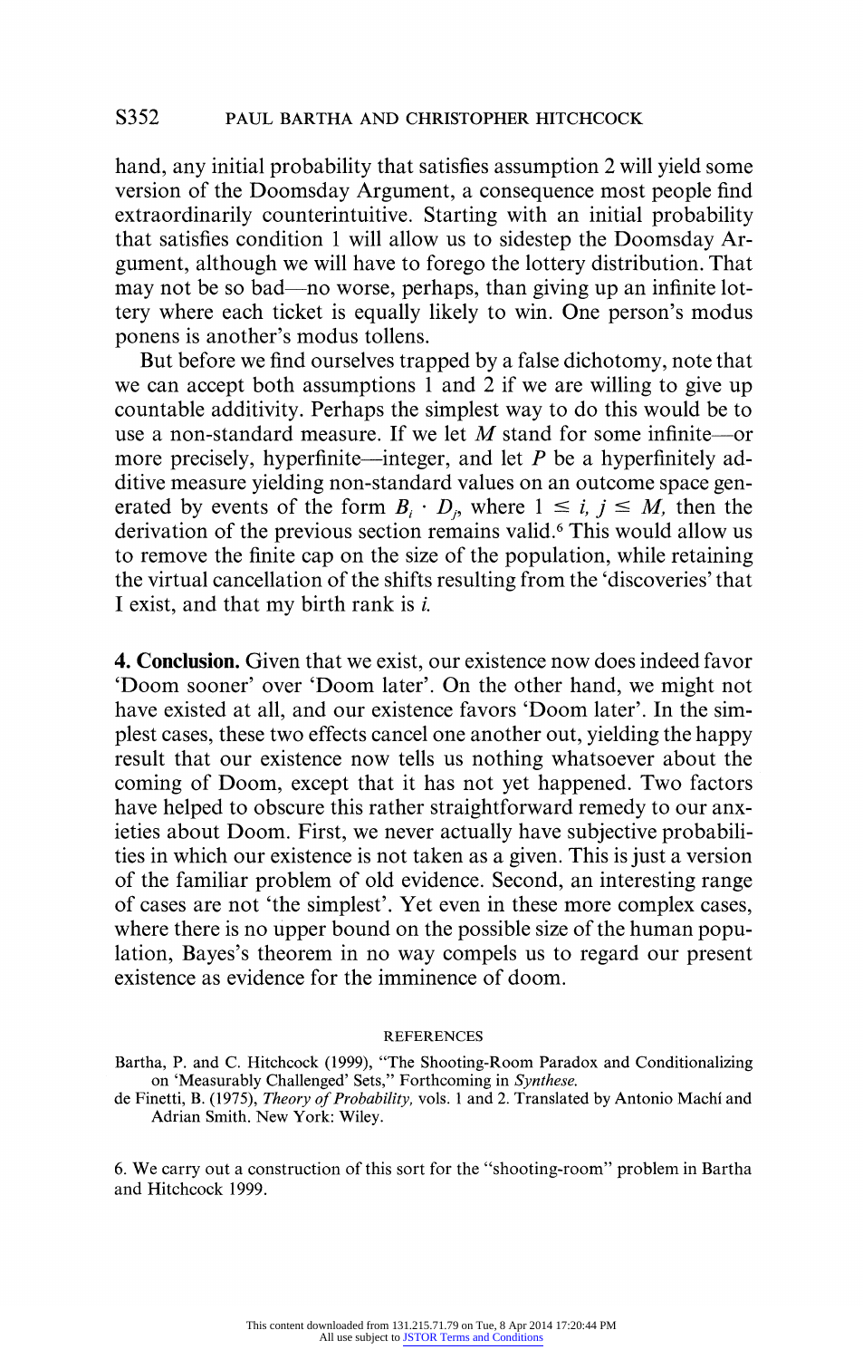hand, any initial probability that satisfies assumption 2 will yield some version of the Doomsday Argument, a consequence most people find extraordinarily counterintuitive. Starting with an initial probability that satisfies condition 1 will allow us to sidestep the Doomsday Argument, although we will have to forego the lottery distribution. That may not be so bad—no worse, perhaps, than giving up an infinite lottery where each ticket is equally likely to win. One person's modus ponens is another's modus tollens.

But before we find ourselves trapped by a false dichotomy, note that we can accept both assumptions 1 and 2 if we are willing to give up countable additivity. Perhaps the simplest way to do this would be to use a non-standard measure. If we let $M$ stand for some infinite—or more precisely, hyperfinite—integer, and let $P$ be a hyperfinitely additive measure yielding non-standard values on an outcome space generated by events of the form $B_i \cdot D_j$, where $1 \leq i, j \leq M$, then the derivation of the previous section remains valid.[6] This would allow us to remove the finite cap on the size of the population, while retaining the virtual cancellation of the shifts resulting from the 'discoveries' that I exist, and that my birth rank is $i$.

**4. Conclusion.** Given that we exist, our existence now does indeed favor 'Doom sooner' over 'Doom later'. On the other hand, we might not have existed at all, and our existence favors 'Doom later'. In the simplest cases, these two effects cancel one another out, yielding the happy result that our existence now tells us nothing whatsoever about the coming of Doom, except that it has not yet happened. Two factors have helped to obscure this rather straightforward remedy to our anxieties about Doom. First, we never actually have subjective probabilities in which our existence is not taken as a given. This is just a version of the familiar problem of old evidence. Second, an interesting range of cases are not 'the simplest'. Yet even in these more complex cases, where there is no upper bound on the possible size of the human population, Bayes's theorem in no way compels us to regard our present existence as evidence for the imminence of doom.

## REFERENCES

Bartha, P. and C. Hitchcock (1999), "The Shooting-Room Paradox and Conditionalizing on 'Measurably Challenged' Sets," Forthcoming in *Synthese*.

de Finetti, B. (1975), *Theory of Probability*, vols. 1 and 2. Translated by Antonio Machí and Adrian Smith. New York: Wiley.

6. We carry out a construction of this sort for the "shooting-room" problem in Bartha and Hitchcock 1999.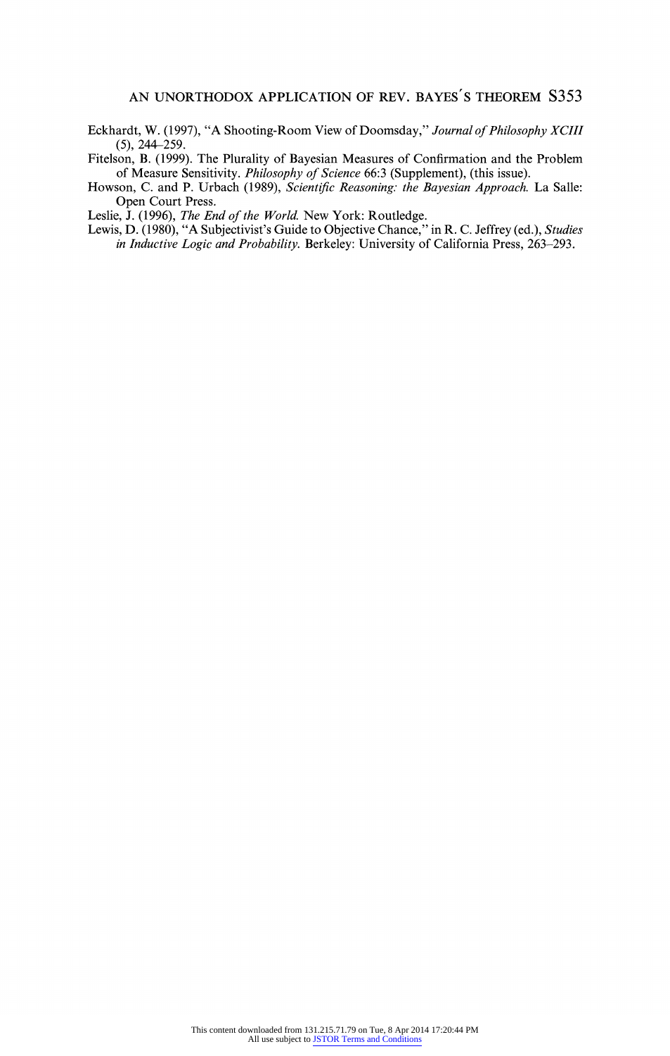Eckhardt, W. (1997), "A Shooting-Room View of Doomsday," *Journal of Philosophy XCIII* (5), 244–259.

Fitelson, B. (1999). The Plurality of Bayesian Measures of Confirmation and the Problem of Measure Sensitivity. *Philosophy of Science* 66:3 (Supplement), (this issue).

Howson, C. and P. Urbach (1989), *Scientific Reasoning: the Bayesian Approach.* La Salle: Open Court Press.

Leslie, J. (1996), *The End of the World.* New York: Routledge.

Lewis, D. (1980), "A Subjectivist's Guide to Objective Chance," in R. C. Jeffrey (ed.), *Studies in Inductive Logic and Probability.* Berkeley: University of California Press, 263–293.